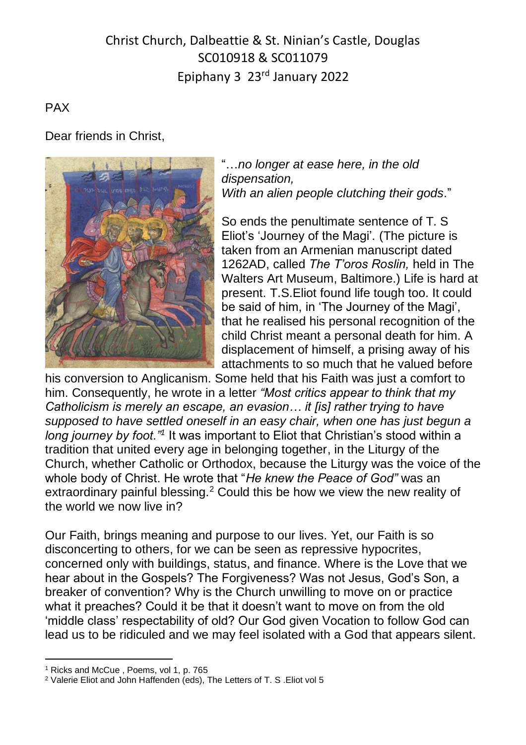Christ Church, Dalbeattie & St. Ninian's Castle, Douglas
SC010918 & SC011079
Epiphany 3 23rd January 2022

PAX

Dear friends in Christ,

"…*no longer at ease here, in the old dispensation,*
*With an alien people clutching their gods*."

So ends the penultimate sentence of T. S Eliot's 'Journey of the Magi'. (The picture is taken from an Armenian manuscript dated 1262AD, called *The T'oros Roslin,* held in The Walters Art Museum, Baltimore.) Life is hard at present. T.S.Eliot found life tough too. It could be said of him, in 'The Journey of the Magi', that he realised his personal recognition of the child Christ meant a personal death for him. A displacement of himself, a prising away of his attachments to so much that he valued before his conversion to Anglicanism. Some held that his Faith was just a comfort to him. Consequently, he wrote in a letter *"Most critics appear to think that my Catholicism is merely an escape, an evasion… it [is] rather trying to have supposed to have settled oneself in an easy chair, when one has just begun a long journey by foot."*[1] It was important to Eliot that Christian's stood within a tradition that united every age in belonging together, in the Liturgy of the Church, whether Catholic or Orthodox, because the Liturgy was the voice of the whole body of Christ. He wrote that "*He knew the Peace of God"* was an extraordinary painful blessing.[2] Could this be how we view the new reality of the world we now live in?

Our Faith, brings meaning and purpose to our lives. Yet, our Faith is so disconcerting to others, for we can be seen as repressive hypocrites, concerned only with buildings, status, and finance. Where is the Love that we hear about in the Gospels? The Forgiveness? Was not Jesus, God's Son, a breaker of convention? Why is the Church unwilling to move on or practice what it preaches? Could it be that it doesn't want to move on from the old 'middle class' respectability of old? Our God given Vocation to follow God can lead us to be ridiculed and we may feel isolated with a God that appears silent.

---

[1] Ricks and McCue , Poems, vol 1, p. 765

[2] Valerie Eliot and John Haffenden (eds), The Letters of T. S .Eliot vol 5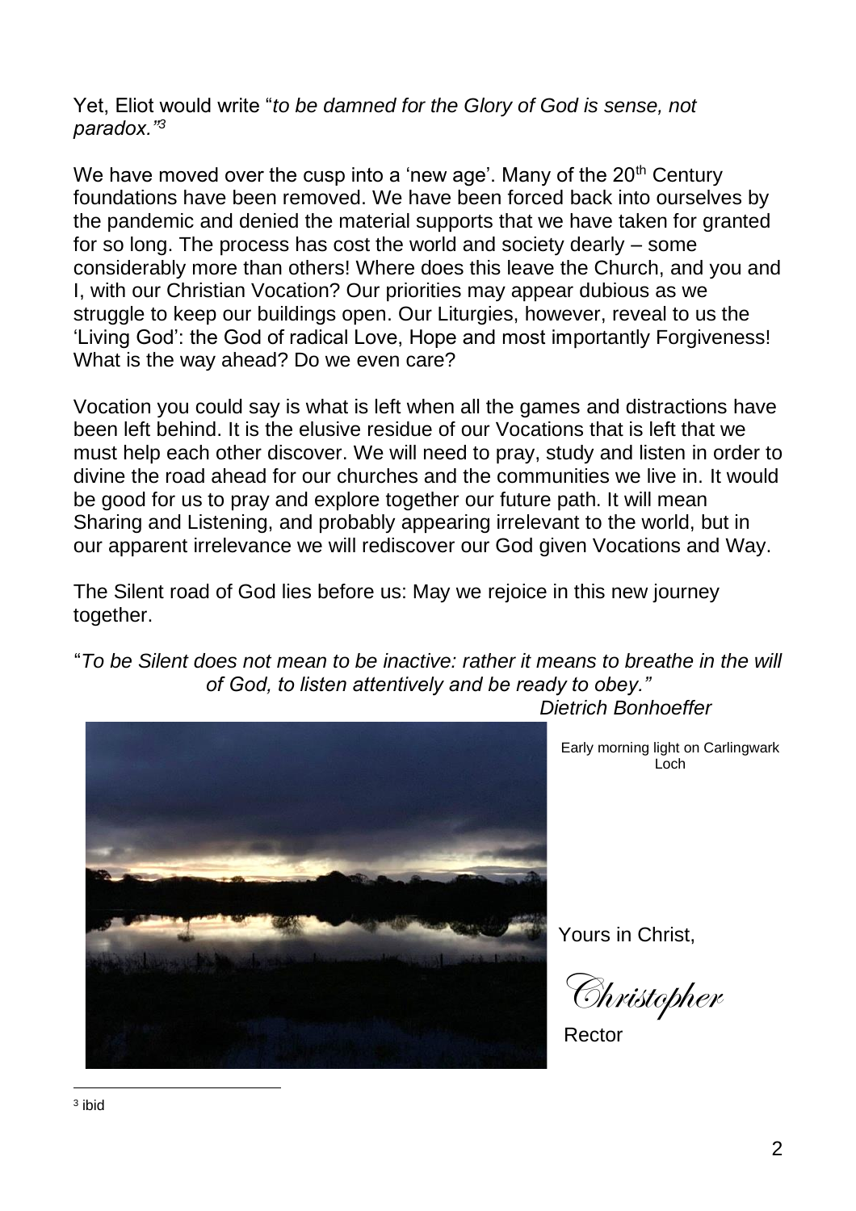Yet, Eliot would write "*to be damned for the Glory of God is sense, not paradox."*[3]

We have moved over the cusp into a 'new age'. Many of the 20th Century foundations have been removed. We have been forced back into ourselves by the pandemic and denied the material supports that we have taken for granted for so long. The process has cost the world and society dearly – some considerably more than others! Where does this leave the Church, and you and I, with our Christian Vocation? Our priorities may appear dubious as we struggle to keep our buildings open. Our Liturgies, however, reveal to us the 'Living God': the God of radical Love, Hope and most importantly Forgiveness! What is the way ahead? Do we even care?

Vocation you could say is what is left when all the games and distractions have been left behind. It is the elusive residue of our Vocations that is left that we must help each other discover. We will need to pray, study and listen in order to divine the road ahead for our churches and the communities we live in. It would be good for us to pray and explore together our future path. It will mean Sharing and Listening, and probably appearing irrelevant to the world, but in our apparent irrelevance we will rediscover our God given Vocations and Way.

The Silent road of God lies before us: May we rejoice in this new journey together.

"*To be Silent does not mean to be inactive: rather it means to breathe in the will of God, to listen attentively and be ready to obey."*

*Dietrich Bonhoeffer*

Early morning light on Carlingwark Loch

Yours in Christ,

*Christopher*

Rector

---

[3] ibid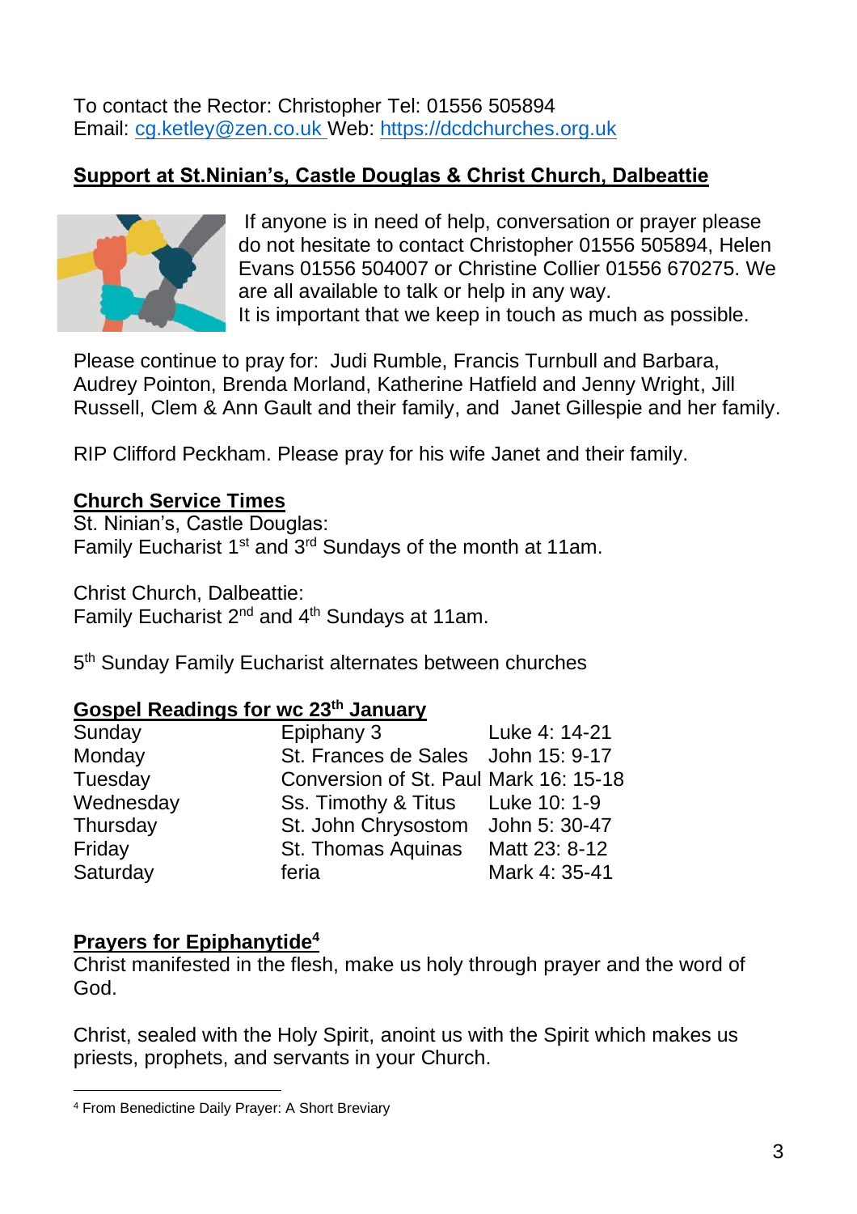To contact the Rector: Christopher Tel: 01556 505894
Email: cg.ketley@zen.co.uk Web: https://dcdchurches.org.uk

## Support at St.Ninian's, Castle Douglas & Christ Church, Dalbeattie

If anyone is in need of help, conversation or prayer please do not hesitate to contact Christopher 01556 505894, Helen Evans 01556 504007 or Christine Collier 01556 670275. We are all available to talk or help in any way.
It is important that we keep in touch as much as possible.

Please continue to pray for: Judi Rumble, Francis Turnbull and Barbara, Audrey Pointon, Brenda Morland, Katherine Hatfield and Jenny Wright, Jill Russell, Clem & Ann Gault and their family, and Janet Gillespie and her family.

RIP Clifford Peckham. Please pray for his wife Janet and their family.

## Church Service Times

St. Ninian's, Castle Douglas:
Family Eucharist 1st and 3rd Sundays of the month at 11am.

Christ Church, Dalbeattie:
Family Eucharist 2nd and 4th Sundays at 11am.

5th Sunday Family Eucharist alternates between churches

## Gospel Readings for wc 23th January

| | | |
|---|---|---|
| Sunday | Epiphany 3 | Luke 4: 14-21 |
| Monday | St. Frances de Sales | John 15: 9-17 |
| Tuesday | Conversion of St. Paul | Mark 16: 15-18 |
| Wednesday | Ss. Timothy & Titus | Luke 10: 1-9 |
| Thursday | St. John Chrysostom | John 5: 30-47 |
| Friday | St. Thomas Aquinas | Matt 23: 8-12 |
| Saturday | feria | Mark 4: 35-41 |

## Prayers for Epiphanytide[4]

Christ manifested in the flesh, make us holy through prayer and the word of God.

Christ, sealed with the Holy Spirit, anoint us with the Spirit which makes us priests, prophets, and servants in your Church.

[4] From Benedictine Daily Prayer: A Short Breviary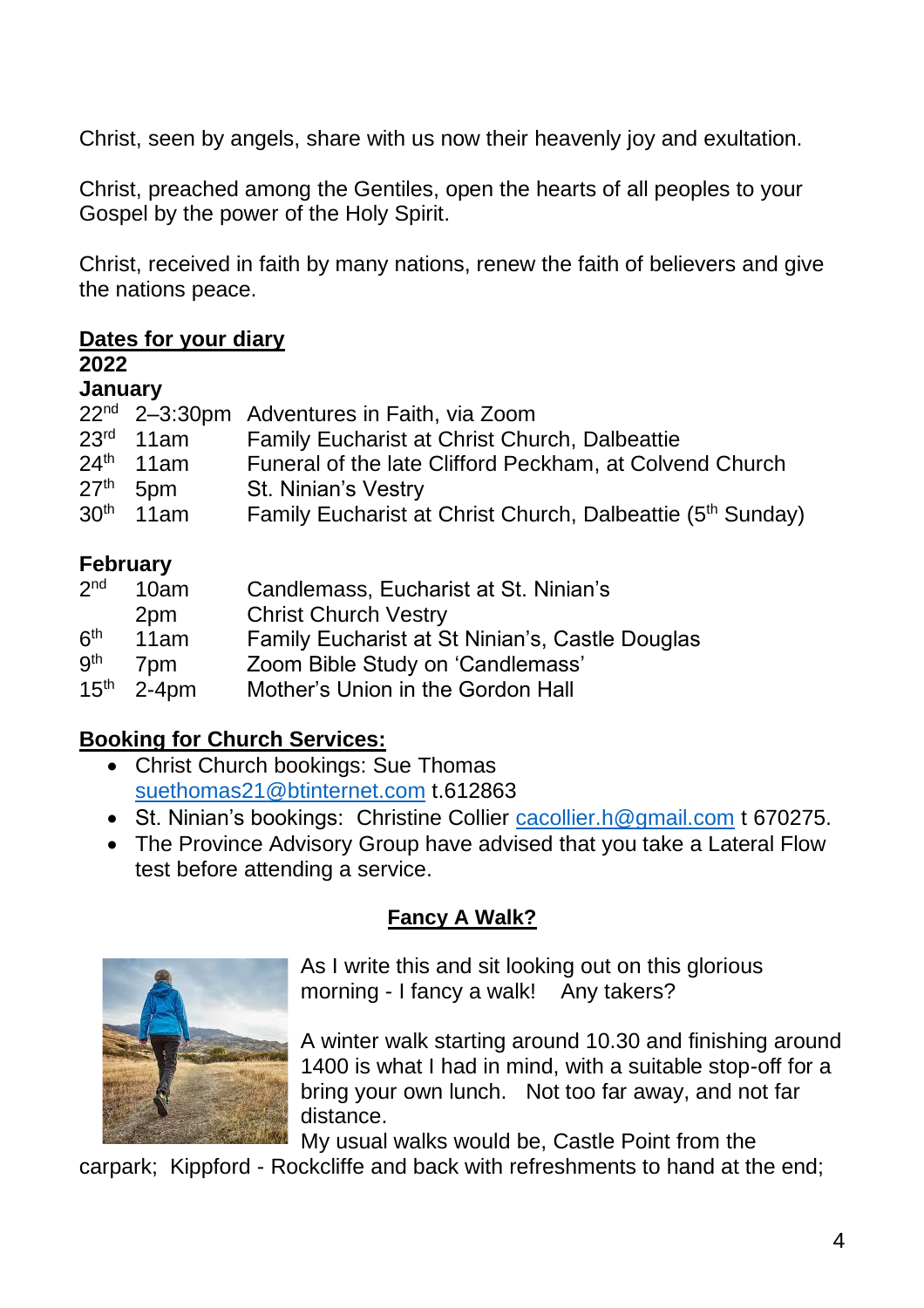Christ, seen by angels, share with us now their heavenly joy and exultation.

Christ, preached among the Gentiles, open the hearts of all peoples to your Gospel by the power of the Holy Spirit.

Christ, received in faith by many nations, renew the faith of believers and give the nations peace.

## Dates for your diary

**2022**

**January**

| | | |
|---|---|---|
| 22nd | 2–3:30pm | Adventures in Faith, via Zoom |
| 23rd | 11am | Family Eucharist at Christ Church, Dalbeattie |
| 24th | 11am | Funeral of the late Clifford Peckham, at Colvend Church |
| 27th | 5pm | St. Ninian's Vestry |
| 30th | 11am | Family Eucharist at Christ Church, Dalbeattie (5th Sunday) |

**February**

| | | |
|---|---|---|
| 2nd | 10am | Candlemass, Eucharist at St. Ninian's |
| | 2pm | Christ Church Vestry |
| 6th | 11am | Family Eucharist at St Ninian's, Castle Douglas |
| 9th | 7pm | Zoom Bible Study on 'Candlemass' |
| 15th | 2-4pm | Mother's Union in the Gordon Hall |

## Booking for Church Services:

- Christ Church bookings: Sue Thomas suethomas21@btinternet.com t.612863
- St. Ninian's bookings: Christine Collier cacollier.h@gmail.com t 670275.
- The Province Advisory Group have advised that you take a Lateral Flow test before attending a service.

## Fancy A Walk?

As I write this and sit looking out on this glorious morning - I fancy a walk! Any takers?

A winter walk starting around 10.30 and finishing around 1400 is what I had in mind, with a suitable stop-off for a bring your own lunch. Not too far away, and not far distance.

My usual walks would be, Castle Point from the carpark; Kippford - Rockcliffe and back with refreshments to hand at the end;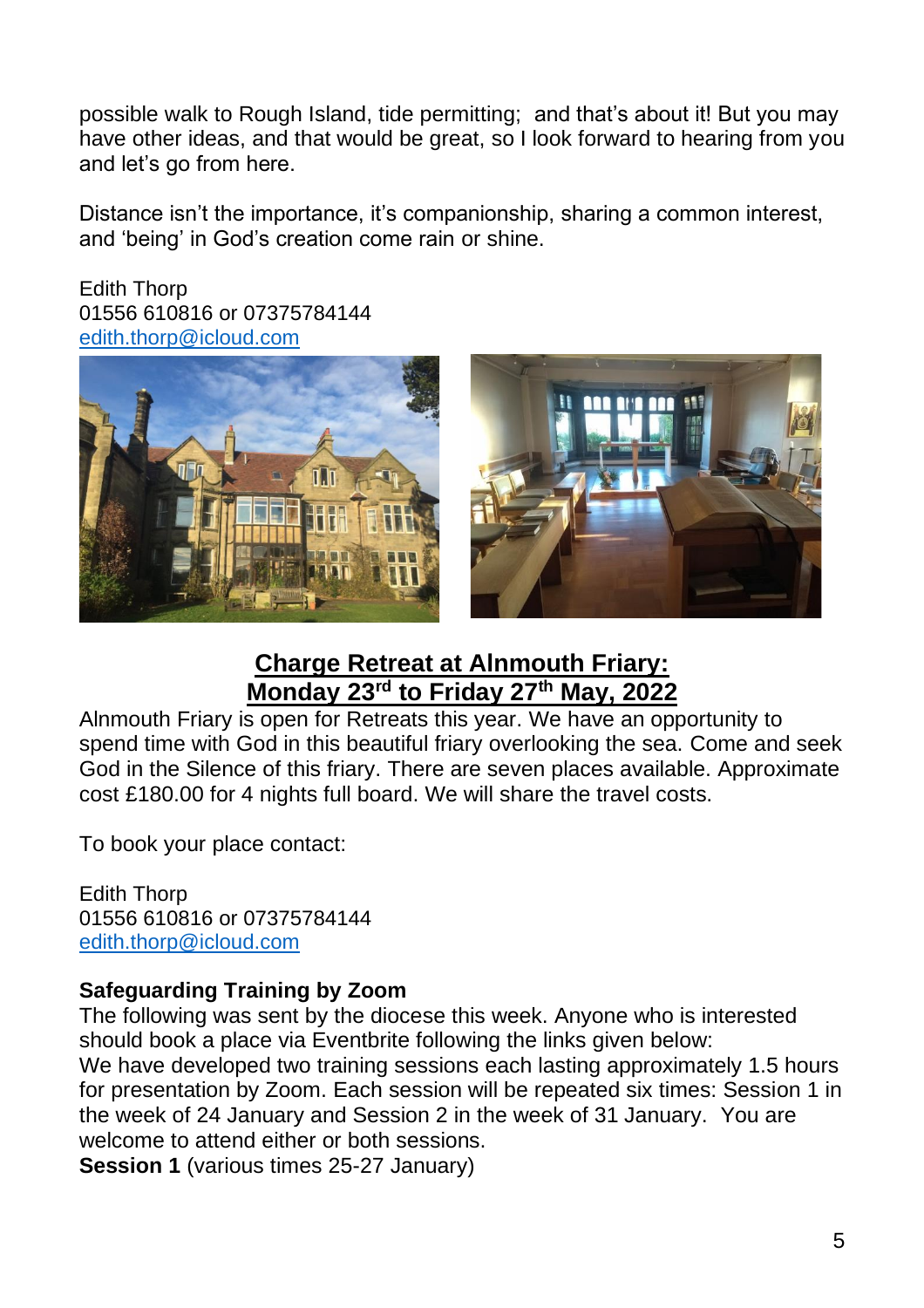possible walk to Rough Island, tide permitting;  and that's about it! But you may have other ideas, and that would be great, so I look forward to hearing from you and let's go from here.

Distance isn't the importance, it's companionship, sharing a common interest, and 'being' in God's creation come rain or shine.

Edith Thorp
01556 610816 or 07375784144
edith.thorp@icloud.com

## Charge Retreat at Alnmouth Friary: Monday 23rd to Friday 27th May, 2022

Alnmouth Friary is open for Retreats this year. We have an opportunity to spend time with God in this beautiful friary overlooking the sea. Come and seek God in the Silence of this friary. There are seven places available. Approximate cost £180.00 for 4 nights full board. We will share the travel costs.

To book your place contact:

Edith Thorp
01556 610816 or 07375784144
edith.thorp@icloud.com

**Safeguarding Training by Zoom**

The following was sent by the diocese this week. Anyone who is interested should book a place via Eventbrite following the links given below:
We have developed two training sessions each lasting approximately 1.5 hours for presentation by Zoom. Each session will be repeated six times: Session 1 in the week of 24 January and Session 2 in the week of 31 January.  You are welcome to attend either or both sessions.

**Session 1** (various times 25-27 January)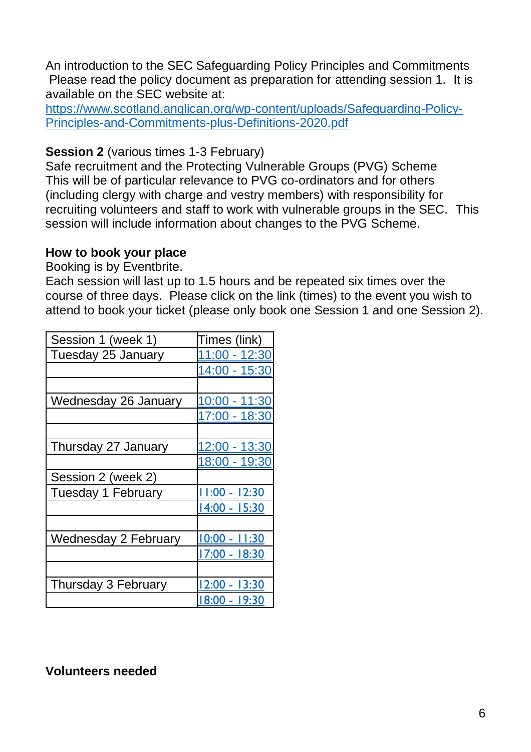An introduction to the SEC Safeguarding Policy Principles and Commitments Please read the policy document as preparation for attending session 1. It is available on the SEC website at: [https://www.scotland.anglican.org/wp-content/uploads/Safeguarding-Policy-Principles-and-Commitments-plus-Definitions-2020.pdf](https://www.scotland.anglican.org/wp-content/uploads/Safeguarding-Policy-Principles-and-Commitments-plus-Definitions-2020.pdf)

**Session 2** (various times 1-3 February)
Safe recruitment and the Protecting Vulnerable Groups (PVG) Scheme
This will be of particular relevance to PVG co-ordinators and for others (including clergy with charge and vestry members) with responsibility for recruiting volunteers and staff to work with vulnerable groups in the SEC. This session will include information about changes to the PVG Scheme.

**How to book your place**
Booking is by Eventbrite.
Each session will last up to 1.5 hours and be repeated six times over the course of three days. Please click on the link (times) to the event you wish to attend to book your ticket (please only book one Session 1 and one Session 2).

| Session 1 (week 1) | Times (link) |
|---|---|
| Tuesday 25 January | 11:00 - 12:30 |
| | 14:00 - 15:30 |
| | |
| Wednesday 26 January | 10:00 - 11:30 |
| | 17:00 - 18:30 |
| | |
| Thursday 27 January | 12:00 - 13:30 |
| | 18:00 - 19:30 |
| Session 2 (week 2) | |
| Tuesday 1 February | 11:00 - 12:30 |
| | 14:00 - 15:30 |
| | |
| Wednesday 2 February | 10:00 - 11:30 |
| | 17:00 - 18:30 |
| | |
| Thursday 3 February | 12:00 - 13:30 |
| | 18:00 - 19:30 |

**Volunteers needed**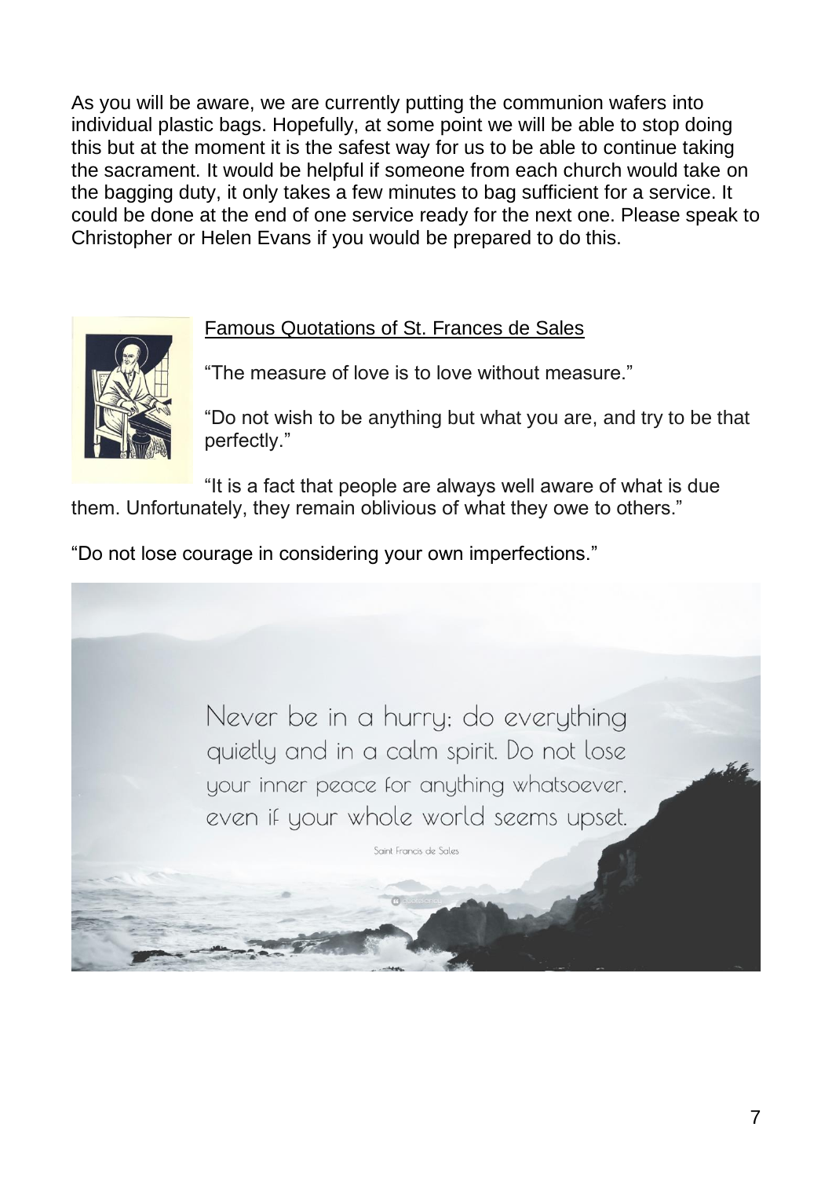As you will be aware, we are currently putting the communion wafers into individual plastic bags. Hopefully, at some point we will be able to stop doing this but at the moment it is the safest way for us to be able to continue taking the sacrament. It would be helpful if someone from each church would take on the bagging duty, it only takes a few minutes to bag sufficient for a service. It could be done at the end of one service ready for the next one. Please speak to Christopher or Helen Evans if you would be prepared to do this.

## Famous Quotations of St. Frances de Sales

"The measure of love is to love without measure."

"Do not wish to be anything but what you are, and try to be that perfectly."

"It is a fact that people are always well aware of what is due them. Unfortunately, they remain oblivious of what they owe to others."

"Do not lose courage in considering your own imperfections."

Never be in a hurry; do everything quietly and in a calm spirit. Do not lose your inner peace for anything whatsoever, even if your whole world seems upset.

Saint Francis de Sales